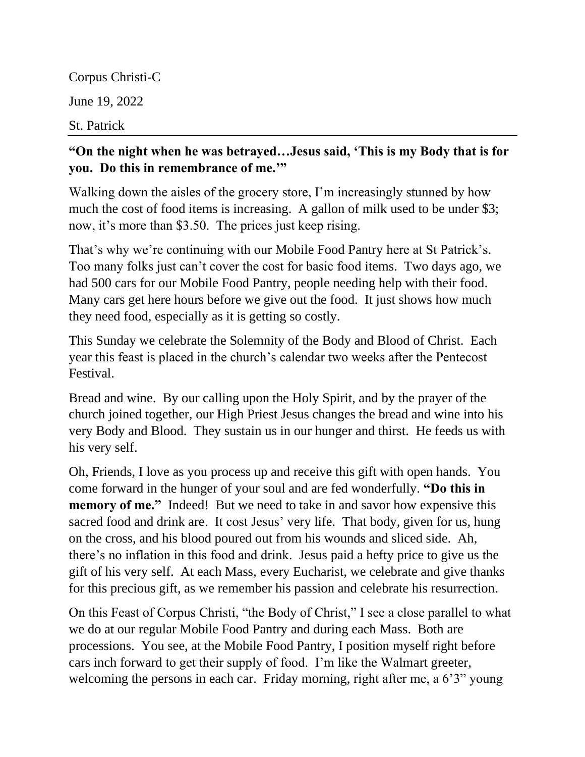Corpus Christi-C

June 19, 2022

St. Patrick

---

**"On the night when he was betrayed…Jesus said, 'This is my Body that is for you. Do this in remembrance of me.'"**

Walking down the aisles of the grocery store, I'm increasingly stunned by how much the cost of food items is increasing. A gallon of milk used to be under $3; now, it's more than $3.50. The prices just keep rising.

That's why we're continuing with our Mobile Food Pantry here at St Patrick's. Too many folks just can't cover the cost for basic food items. Two days ago, we had 500 cars for our Mobile Food Pantry, people needing help with their food. Many cars get here hours before we give out the food. It just shows how much they need food, especially as it is getting so costly.

This Sunday we celebrate the Solemnity of the Body and Blood of Christ. Each year this feast is placed in the church's calendar two weeks after the Pentecost Festival.

Bread and wine. By our calling upon the Holy Spirit, and by the prayer of the church joined together, our High Priest Jesus changes the bread and wine into his very Body and Blood. They sustain us in our hunger and thirst. He feeds us with his very self.

Oh, Friends, I love as you process up and receive this gift with open hands. You come forward in the hunger of your soul and are fed wonderfully. **"Do this in memory of me."** Indeed! But we need to take in and savor how expensive this sacred food and drink are. It cost Jesus' very life. That body, given for us, hung on the cross, and his blood poured out from his wounds and sliced side. Ah, there's no inflation in this food and drink. Jesus paid a hefty price to give us the gift of his very self. At each Mass, every Eucharist, we celebrate and give thanks for this precious gift, as we remember his passion and celebrate his resurrection.

On this Feast of Corpus Christi, "the Body of Christ," I see a close parallel to what we do at our regular Mobile Food Pantry and during each Mass. Both are processions. You see, at the Mobile Food Pantry, I position myself right before cars inch forward to get their supply of food. I'm like the Walmart greeter, welcoming the persons in each car. Friday morning, right after me, a 6'3" young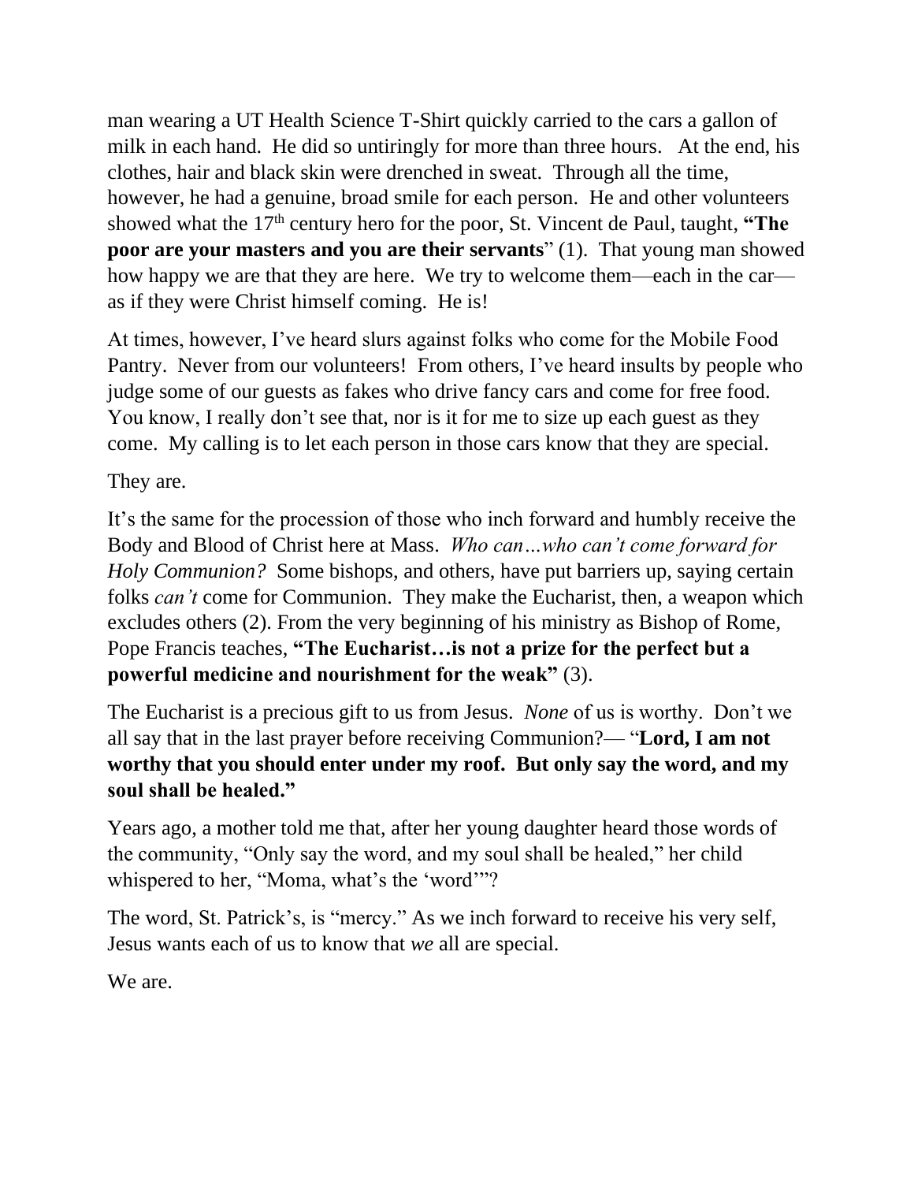man wearing a UT Health Science T-Shirt quickly carried to the cars a gallon of milk in each hand. He did so untiringly for more than three hours. At the end, his clothes, hair and black skin were drenched in sweat. Through all the time, however, he had a genuine, broad smile for each person. He and other volunteers showed what the 17th century hero for the poor, St. Vincent de Paul, taught, **"The poor are your masters and you are their servants"** (1). That young man showed how happy we are that they are here. We try to welcome them—each in the car—as if they were Christ himself coming. He is!

At times, however, I've heard slurs against folks who come for the Mobile Food Pantry. Never from our volunteers! From others, I've heard insults by people who judge some of our guests as fakes who drive fancy cars and come for free food. You know, I really don't see that, nor is it for me to size up each guest as they come. My calling is to let each person in those cars know that they are special.

They are.

It's the same for the procession of those who inch forward and humbly receive the Body and Blood of Christ here at Mass. *Who can…who can't come forward for Holy Communion?* Some bishops, and others, have put barriers up, saying certain folks *can't* come for Communion. They make the Eucharist, then, a weapon which excludes others (2). From the very beginning of his ministry as Bishop of Rome, Pope Francis teaches, **"The Eucharist…is not a prize for the perfect but a powerful medicine and nourishment for the weak"** (3).

The Eucharist is a precious gift to us from Jesus. *None* of us is worthy. Don't we all say that in the last prayer before receiving Communion?— "**Lord, I am not worthy that you should enter under my roof. But only say the word, and my soul shall be healed."**

Years ago, a mother told me that, after her young daughter heard those words of the community, "Only say the word, and my soul shall be healed," her child whispered to her, "Moma, what's the 'word'"?

The word, St. Patrick's, is "mercy." As we inch forward to receive his very self, Jesus wants each of us to know that *we* all are special.

We are.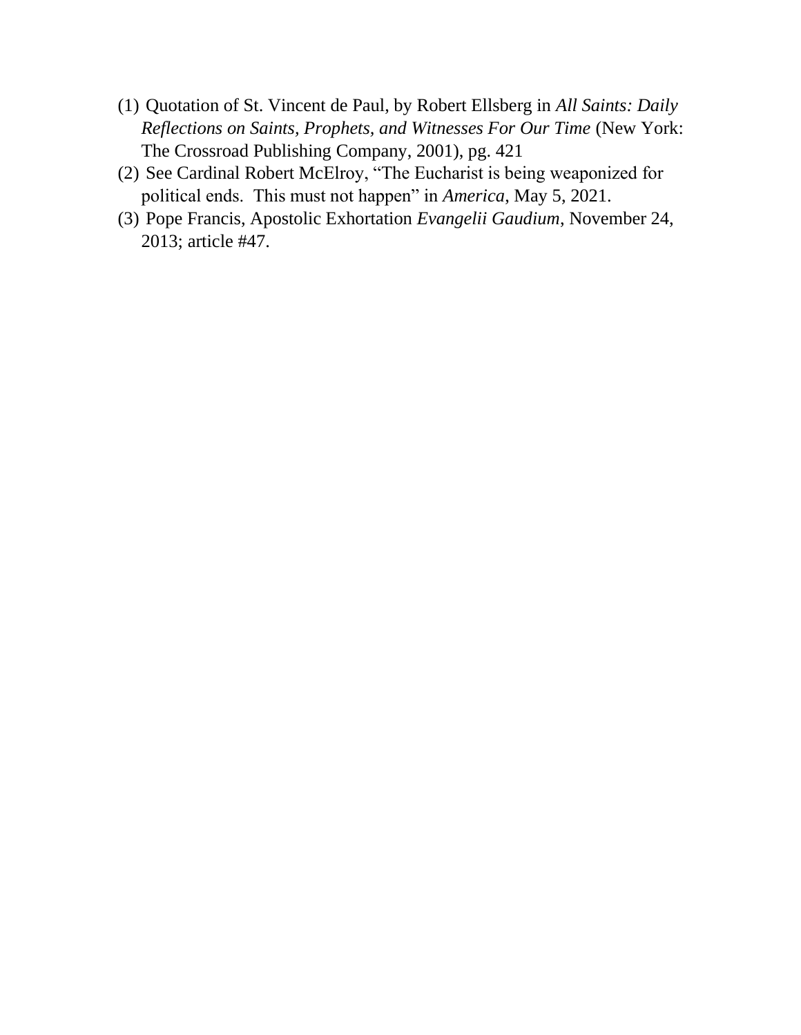(1) Quotation of St. Vincent de Paul, by Robert Ellsberg in *All Saints: Daily Reflections on Saints, Prophets, and Witnesses For Our Time* (New York: The Crossroad Publishing Company, 2001), pg. 421

(2) See Cardinal Robert McElroy, "The Eucharist is being weaponized for political ends. This must not happen" in *America*, May 5, 2021.

(3) Pope Francis, Apostolic Exhortation *Evangelii Gaudium*, November 24, 2013; article #47.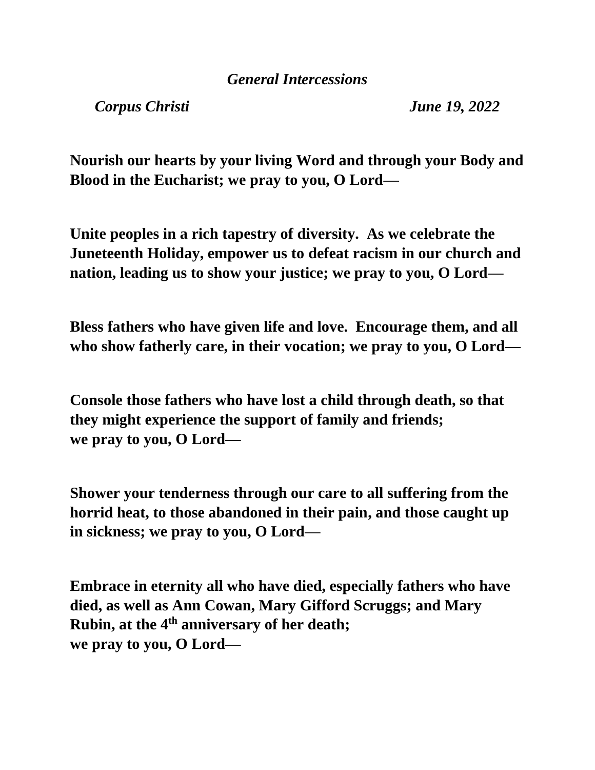*General Intercessions*

*Corpus Christi* *June 19, 2022*

**Nourish our hearts by your living Word and through your Body and Blood in the Eucharist; we pray to you, O Lord—**

**Unite peoples in a rich tapestry of diversity. As we celebrate the Juneteenth Holiday, empower us to defeat racism in our church and nation, leading us to show your justice; we pray to you, O Lord—**

**Bless fathers who have given life and love. Encourage them, and all who show fatherly care, in their vocation; we pray to you, O Lord—**

**Console those fathers who have lost a child through death, so that they might experience the support of family and friends;
we pray to you, O Lord—**

**Shower your tenderness through our care to all suffering from the horrid heat, to those abandoned in their pain, and those caught up in sickness; we pray to you, O Lord—**

**Embrace in eternity all who have died, especially fathers who have died, as well as Ann Cowan, Mary Gifford Scruggs; and Mary Rubin, at the 4th anniversary of her death;
we pray to you, O Lord—**